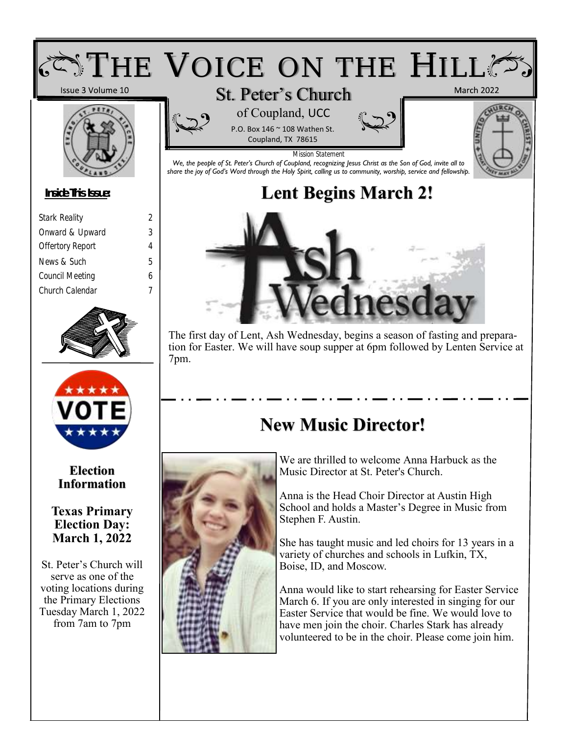# THE VOICE ON THE HILL

Issue 3 Volume 10

## St. Peter's Church

of Coupland, UCC

P.O. Box 146 ~ 108 Wathen St.
Coupland, TX 78615

March 2022

Mission Statement

*We, the people of St. Peter's Church of Coupland, recognizing Jesus Christ as the Son of God, invite all to share the joy of God's Word through the Holy Spirit, calling us to community, worship, service and fellowship.*

**Inside This Issue:**

| | |
|---|---|
| Stark Reality | 2 |
| Onward & Upward | 3 |
| Offertory Report | 4 |
| News & Such | 5 |
| Council Meeting | 6 |
| Church Calendar | 7 |

**Election Information**

**Texas Primary Election Day: March 1, 2022**

St. Peter's Church will serve as one of the voting locations during the Primary Elections Tuesday March 1, 2022 from 7am to 7pm

## Lent Begins March 2!

Ash Wednesday

The first day of Lent, Ash Wednesday, begins a season of fasting and preparation for Easter. We will have soup supper at 6pm followed by Lenten Service at 7pm.

## New Music Director!

We are thrilled to welcome Anna Harbuck as the Music Director at St. Peter's Church.

Anna is the Head Choir Director at Austin High School and holds a Master's Degree in Music from Stephen F. Austin.

She has taught music and led choirs for 13 years in a variety of churches and schools in Lufkin, TX, Boise, ID, and Moscow.

Anna would like to start rehearsing for Easter Service March 6. If you are only interested in singing for our Easter Service that would be fine. We would love to have men join the choir. Charles Stark has already volunteered to be in the choir. Please come join him.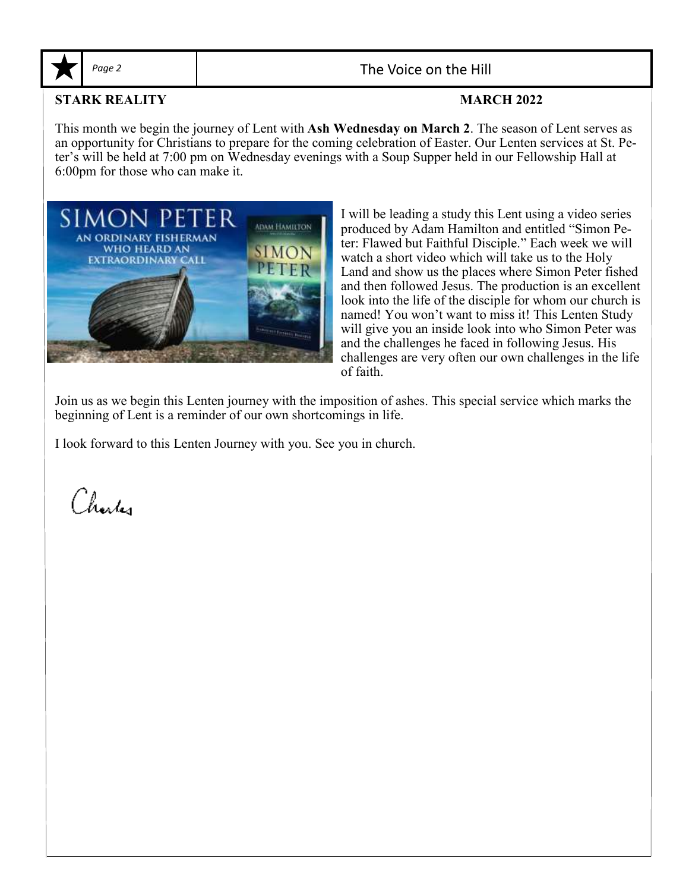**STARK REALITY** **MARCH 2022**

This month we begin the journey of Lent with **Ash Wednesday on March 2**. The season of Lent serves as an opportunity for Christians to prepare for the coming celebration of Easter. Our Lenten services at St. Peter's will be held at 7:00 pm on Wednesday evenings with a Soup Supper held in our Fellowship Hall at 6:00pm for those who can make it.

I will be leading a study this Lent using a video series produced by Adam Hamilton and entitled "Simon Peter: Flawed but Faithful Disciple." Each week we will watch a short video which will take us to the Holy Land and show us the places where Simon Peter fished and then followed Jesus. The production is an excellent look into the life of the disciple for whom our church is named! You won't want to miss it! This Lenten Study will give you an inside look into who Simon Peter was and the challenges he faced in following Jesus. His challenges are very often our own challenges in the life of faith.

Join us as we begin this Lenten journey with the imposition of ashes. This special service which marks the beginning of Lent is a reminder of our own shortcomings in life.

I look forward to this Lenten Journey with you. See you in church.

Charles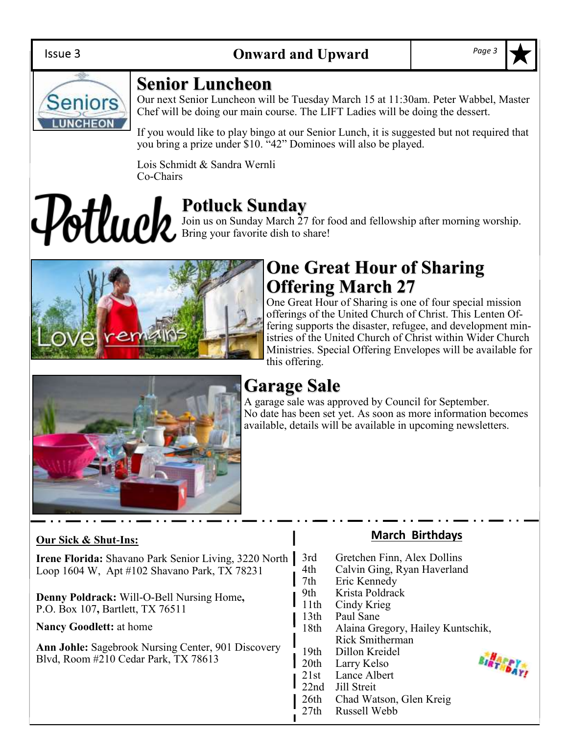## Senior Luncheon

Our next Senior Luncheon will be Tuesday March 15 at 11:30am. Peter Wabbel, Master Chef will be doing our main course. The LIFT Ladies will be doing the dessert.

If you would like to play bingo at our Senior Lunch, it is suggested but not required that you bring a prize under $10. "42" Dominoes will also be played.

Lois Schmidt & Sandra Wernli
Co-Chairs

## Potluck Sunday

Join us on Sunday March 27 for food and fellowship after morning worship. Bring your favorite dish to share!

## One Great Hour of Sharing Offering March 27

One Great Hour of Sharing is one of four special mission offerings of the United Church of Christ. This Lenten Offering supports the disaster, refugee, and development ministries of the United Church of Christ within Wider Church Ministries. Special Offering Envelopes will be available for this offering.

## Garage Sale

A garage sale was approved by Council for September. No date has been set yet. As soon as more information becomes available, details will be available in upcoming newsletters.

### Our Sick & Shut-Ins:

**Irene Florida:** Shavano Park Senior Living, 3220 North Loop 1604 W, Apt #102 Shavano Park, TX 78231

**Denny Poldrack:** Will-O-Bell Nursing Home, P.O. Box 107, Bartlett, TX 76511

**Nancy Goodlett:** at home

**Ann Johle:** Sagebrook Nursing Center, 901 Discovery Blvd, Room #210 Cedar Park, TX 78613

### March Birthdays

| | |
|---|---|
| 3rd | Gretchen Finn, Alex Dollins |
| 4th | Calvin Ging, Ryan Haverland |
| 7th | Eric Kennedy |
| 9th | Krista Poldrack |
| 11th | Cindy Krieg |
| 13th | Paul Sane |
| 18th | Alaina Gregory, Hailey Kuntschik, Rick Smitherman |
| 19th | Dillon Kreidel |
| 20th | Larry Kelso |
| 21st | Lance Albert |
| 22nd | Jill Streit |
| 26th | Chad Watson, Glen Kreig |
| 27th | Russell Webb |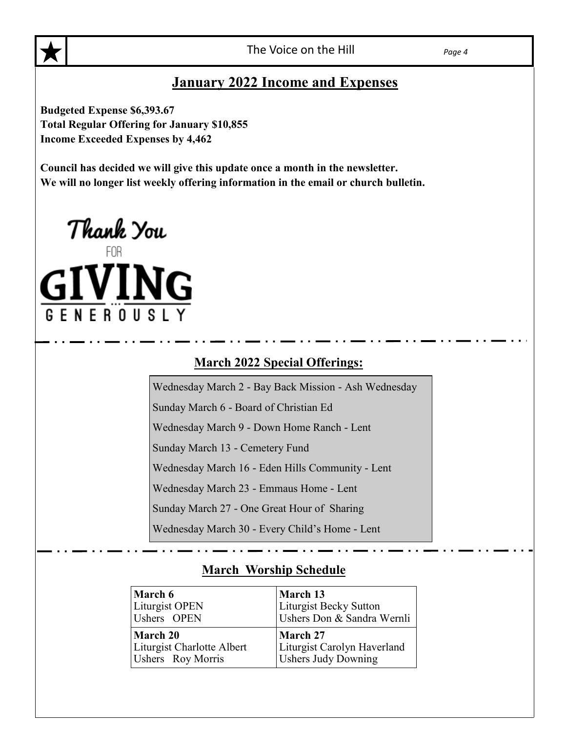## January 2022 Income and Expenses

**Budgeted Expense $6,393.67**
**Total Regular Offering for January $10,855**
**Income Exceeded Expenses by 4,462**

**Council has decided we will give this update once a month in the newsletter.**
**We will no longer list weekly offering information in the email or church bulletin.**

Thank You FOR GIVING GENEROUSLY

## March 2022 Special Offerings:

Wednesday March 2 - Bay Back Mission - Ash Wednesday

Sunday March 6 - Board of Christian Ed

Wednesday March 9 - Down Home Ranch - Lent

Sunday March 13 - Cemetery Fund

Wednesday March 16 - Eden Hills Community - Lent

Wednesday March 23 - Emmaus Home - Lent

Sunday March 27 - One Great Hour of Sharing

Wednesday March 30 - Every Child's Home - Lent

## March Worship Schedule

| **March 6** | **March 13** |
|---|---|
| Liturgist OPEN<br>Ushers OPEN | Liturgist Becky Sutton<br>Ushers Don & Sandra Wernli |
| **March 20** | **March 27** |
| Liturgist Charlotte Albert<br>Ushers Roy Morris | Liturgist Carolyn Haverland<br>Ushers Judy Downing |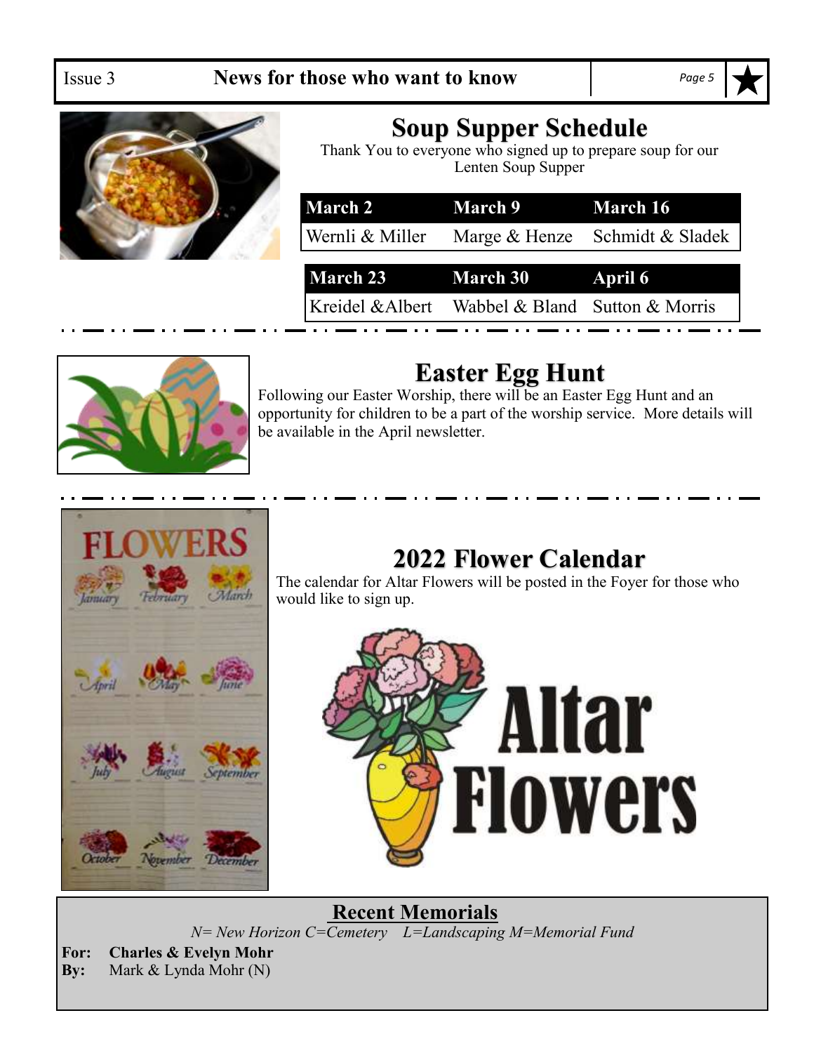## Soup Supper Schedule

Thank You to everyone who signed up to prepare soup for our Lenten Soup Supper

| March 2 | March 9 | March 16 |
|---|---|---|
| Wernli & Miller | Marge & Henze | Schmidt & Sladek |

| March 23 | March 30 | April 6 |
|---|---|---|
| Kreidel &Albert | Wabbel & Bland | Sutton & Morris |

## Easter Egg Hunt

Following our Easter Worship, there will be an Easter Egg Hunt and an opportunity for children to be a part of the worship service. More details will be available in the April newsletter.

## 2022 Flower Calendar

The calendar for Altar Flowers will be posted in the Foyer for those who would like to sign up.

## Recent Memorials

*N= New Horizon C=Cemetery L=Landscaping M=Memorial Fund*

**For:** **Charles & Evelyn Mohr**
**By:** Mark & Lynda Mohr (N)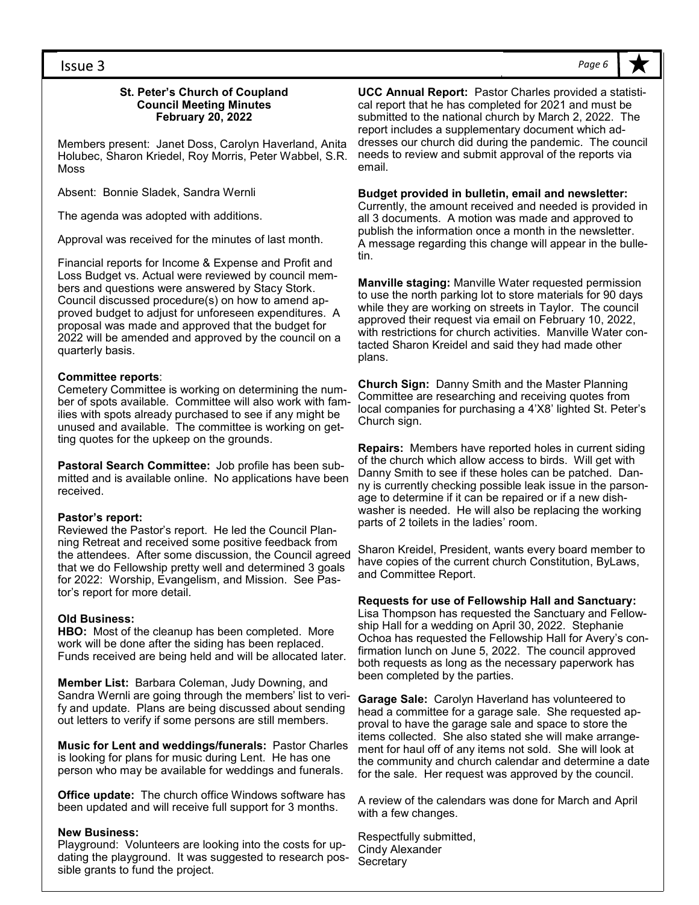**St. Peter's Church of Coupland**
**Council Meeting Minutes**
**February 20, 2022**

Members present: Janet Doss, Carolyn Haverland, Anita Holubec, Sharon Kriedel, Roy Morris, Peter Wabbel, S.R. Moss

Absent: Bonnie Sladek, Sandra Wernli

The agenda was adopted with additions.

Approval was received for the minutes of last month.

Financial reports for Income & Expense and Profit and Loss Budget vs. Actual were reviewed by council members and questions were answered by Stacy Stork. Council discussed procedure(s) on how to amend approved budget to adjust for unforeseen expenditures. A proposal was made and approved that the budget for 2022 will be amended and approved by the council on a quarterly basis.

**Committee reports**:
Cemetery Committee is working on determining the number of spots available. Committee will also work with families with spots already purchased to see if any might be unused and available. The committee is working on getting quotes for the upkeep on the grounds.

**Pastoral Search Committee:** Job profile has been submitted and is available online. No applications have been received.

**Pastor's report:**
Reviewed the Pastor's report. He led the Council Planning Retreat and received some positive feedback from the attendees. After some discussion, the Council agreed that we do Fellowship pretty well and determined 3 goals for 2022: Worship, Evangelism, and Mission. See Pastor's report for more detail.

**Old Business:**
**HBO:** Most of the cleanup has been completed. More work will be done after the siding has been replaced. Funds received are being held and will be allocated later.

**Member List:** Barbara Coleman, Judy Downing, and Sandra Wernli are going through the members' list to verify and update. Plans are being discussed about sending out letters to verify if some persons are still members.

**Music for Lent and weddings/funerals:** Pastor Charles is looking for plans for music during Lent. He has one person who may be available for weddings and funerals.

**Office update:** The church office Windows software has been updated and will receive full support for 3 months.

**New Business:**
Playground: Volunteers are looking into the costs for updating the playground. It was suggested to research possible grants to fund the project.

**UCC Annual Report:** Pastor Charles provided a statistical report that he has completed for 2021 and must be submitted to the national church by March 2, 2022. The report includes a supplementary document which addresses our church did during the pandemic. The council needs to review and submit approval of the reports via email.

**Budget provided in bulletin, email and newsletter:** Currently, the amount received and needed is provided in all 3 documents. A motion was made and approved to publish the information once a month in the newsletter. A message regarding this change will appear in the bulletin.

**Manville staging:** Manville Water requested permission to use the north parking lot to store materials for 90 days while they are working on streets in Taylor. The council approved their request via email on February 10, 2022, with restrictions for church activities. Manville Water contacted Sharon Kreidel and said they had made other plans.

**Church Sign:** Danny Smith and the Master Planning Committee are researching and receiving quotes from local companies for purchasing a 4'X8' lighted St. Peter's Church sign.

**Repairs:** Members have reported holes in current siding of the church which allow access to birds. Will get with Danny Smith to see if these holes can be patched. Danny is currently checking possible leak issue in the parsonage to determine if it can be repaired or if a new dishwasher is needed. He will also be replacing the working parts of 2 toilets in the ladies' room.

Sharon Kreidel, President, wants every board member to have copies of the current church Constitution, ByLaws, and Committee Report.

**Requests for use of Fellowship Hall and Sanctuary:**
Lisa Thompson has requested the Sanctuary and Fellowship Hall for a wedding on April 30, 2022. Stephanie Ochoa has requested the Fellowship Hall for Avery's confirmation lunch on June 5, 2022. The council approved both requests as long as the necessary paperwork has been completed by the parties.

**Garage Sale:** Carolyn Haverland has volunteered to head a committee for a garage sale. She requested approval to have the garage sale and space to store the items collected. She also stated she will make arrangement for haul off of any items not sold. She will look at the community and church calendar and determine a date for the sale. Her request was approved by the council.

A review of the calendars was done for March and April with a few changes.

Respectfully submitted,
Cindy Alexander
Secretary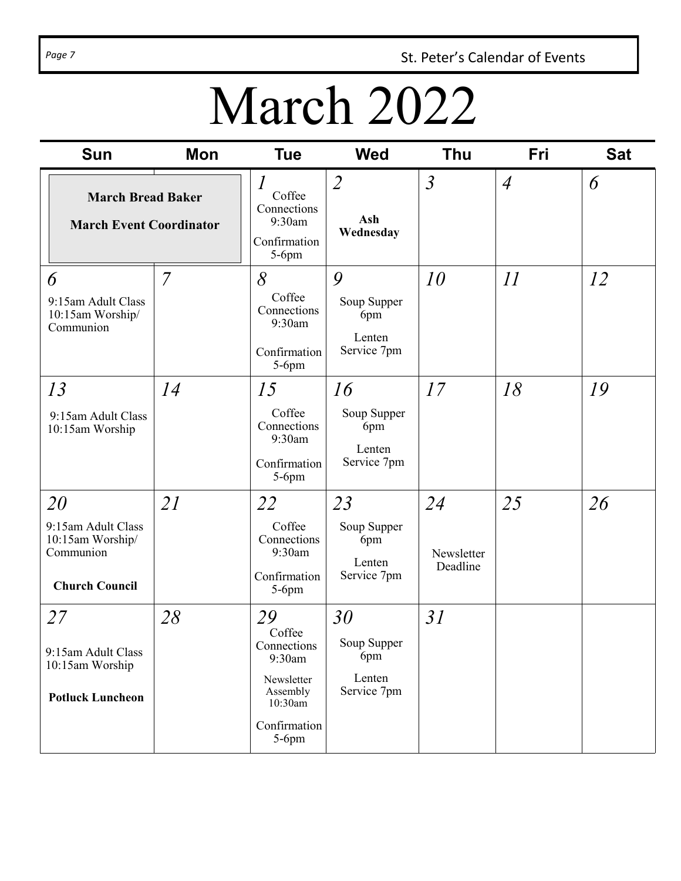# March 2022

| Sun | Mon | Tue | Wed | Thu | Fri | Sat |
|---|---|---|---|---|---|---|
| **March Bread Baker** **March Event Coordinator** | | 1 Coffee Connections 9:30am Confirmation 5-6pm | 2 **Ash Wednesday** | 3 | 4 | 6 |
| 6 9:15am Adult Class 10:15am Worship/ Communion | 7 | 8 Coffee Connections 9:30am Confirmation 5-6pm | 9 Soup Supper 6pm Lenten Service 7pm | 10 | 11 | 12 |
| 13 9:15am Adult Class 10:15am Worship | 14 | 15 Coffee Connections 9:30am Confirmation 5-6pm | 16 Soup Supper 6pm Lenten Service 7pm | 17 | 18 | 19 |
| 20 9:15am Adult Class 10:15am Worship/ Communion **Church Council** | 21 | 22 Coffee Connections 9:30am Confirmation 5-6pm | 23 Soup Supper 6pm Lenten Service 7pm | 24 Newsletter Deadline | 25 | 26 |
| 27 9:15am Adult Class 10:15am Worship **Potluck Luncheon** | 28 | 29 Coffee Connections 9:30am Newsletter Assembly 10:30am Confirmation 5-6pm | 30 Soup Supper 6pm Lenten Service 7pm | 31 | | |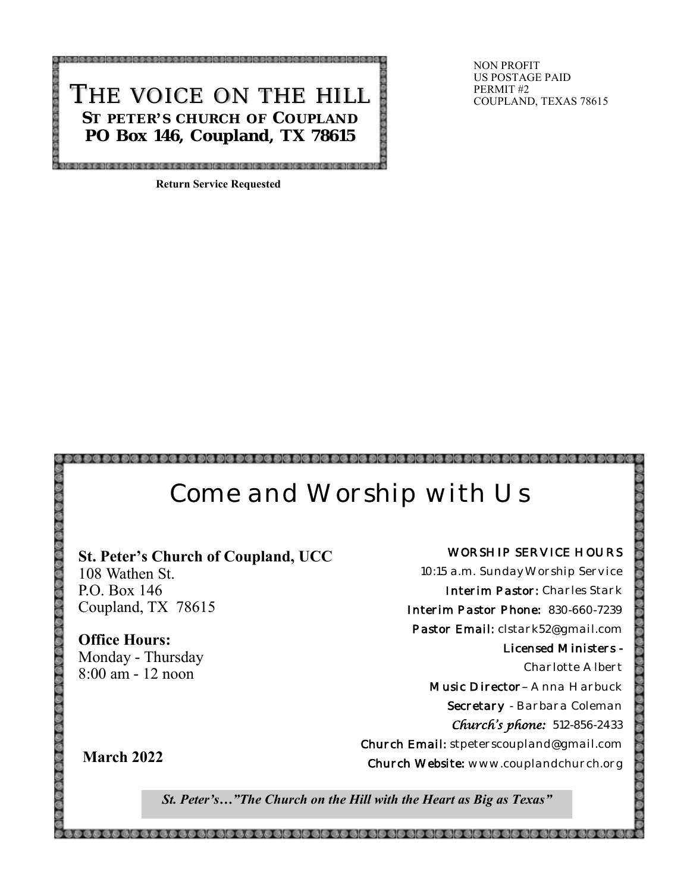# THE VOICE ON THE HILL

**ST PETER'S CHURCH OF COUPLAND**
**PO Box 146, Coupland, TX 78615**

**Return Service Requested**

NON PROFIT
US POSTAGE PAID
PERMIT #2
COUPLAND, TEXAS 78615

## Come and Worship with Us

**St. Peter's Church of Coupland, UCC**
108 Wathen St.
P.O. Box 146
Coupland, TX 78615

**Office Hours:**
Monday - Thursday
8:00 am - 12 noon

**March 2022**

**WORSHIP SERVICE HOURS**
10:15 a.m. Sunday Worship Service
**Interim Pastor:** Charles Stark
**Interim Pastor Phone:** 830-660-7239
**Pastor Email:** clstark52@gmail.com
**Licensed Ministers -**
Charlotte Albert
**Music Director** – Anna Harbuck
**Secretary** - Barbara Coleman
***Church's phone:*** 512-856-2433
**Church Email:** stpeterscoupland@gmail.com
**Church Website:** www.couplandchurch.org

***St. Peter's…"The Church on the Hill with the Heart as Big as Texas"***